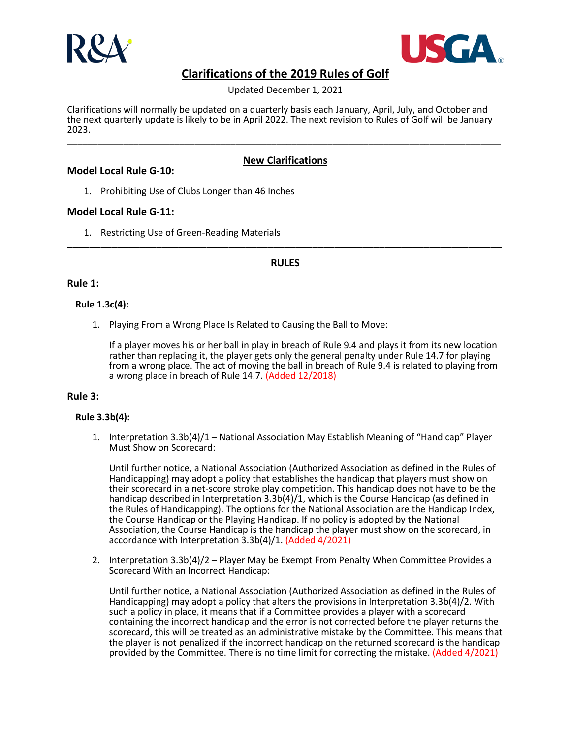# Clarifications of the 2019 Rules of Golf

Updated December 1, 2021

Clarifications will normally be updated on a quarterly basis each January, April, July, and October and the next quarterly update is likely to be in April 2022. The next revision to Rules of Golf will be January 2023.

---

## New Clarifications

### Model Local Rule G-10:

1. Prohibiting Use of Clubs Longer than 46 Inches

### Model Local Rule G-11:

1. Restricting Use of Green-Reading Materials

---

## RULES

### Rule 1:

#### Rule 1.3c(4):

1. Playing From a Wrong Place Is Related to Causing the Ball to Move:

   If a player moves his or her ball in play in breach of Rule 9.4 and plays it from its new location rather than replacing it, the player gets only the general penalty under Rule 14.7 for playing from a wrong place. The act of moving the ball in breach of Rule 9.4 is related to playing from a wrong place in breach of Rule 14.7. (Added 12/2018)

### Rule 3:

#### Rule 3.3b(4):

1. Interpretation 3.3b(4)/1 – National Association May Establish Meaning of "Handicap" Player Must Show on Scorecard:

   Until further notice, a National Association (Authorized Association as defined in the Rules of Handicapping) may adopt a policy that establishes the handicap that players must show on their scorecard in a net-score stroke play competition. This handicap does not have to be the handicap described in Interpretation 3.3b(4)/1, which is the Course Handicap (as defined in the Rules of Handicapping). The options for the National Association are the Handicap Index, the Course Handicap or the Playing Handicap. If no policy is adopted by the National Association, the Course Handicap is the handicap the player must show on the scorecard, in accordance with Interpretation 3.3b(4)/1. (Added 4/2021)

2. Interpretation 3.3b(4)/2 – Player May be Exempt From Penalty When Committee Provides a Scorecard With an Incorrect Handicap:

   Until further notice, a National Association (Authorized Association as defined in the Rules of Handicapping) may adopt a policy that alters the provisions in Interpretation 3.3b(4)/2. With such a policy in place, it means that if a Committee provides a player with a scorecard containing the incorrect handicap and the error is not corrected before the player returns the scorecard, this will be treated as an administrative mistake by the Committee. This means that the player is not penalized if the incorrect handicap on the returned scorecard is the handicap provided by the Committee. There is no time limit for correcting the mistake. (Added 4/2021)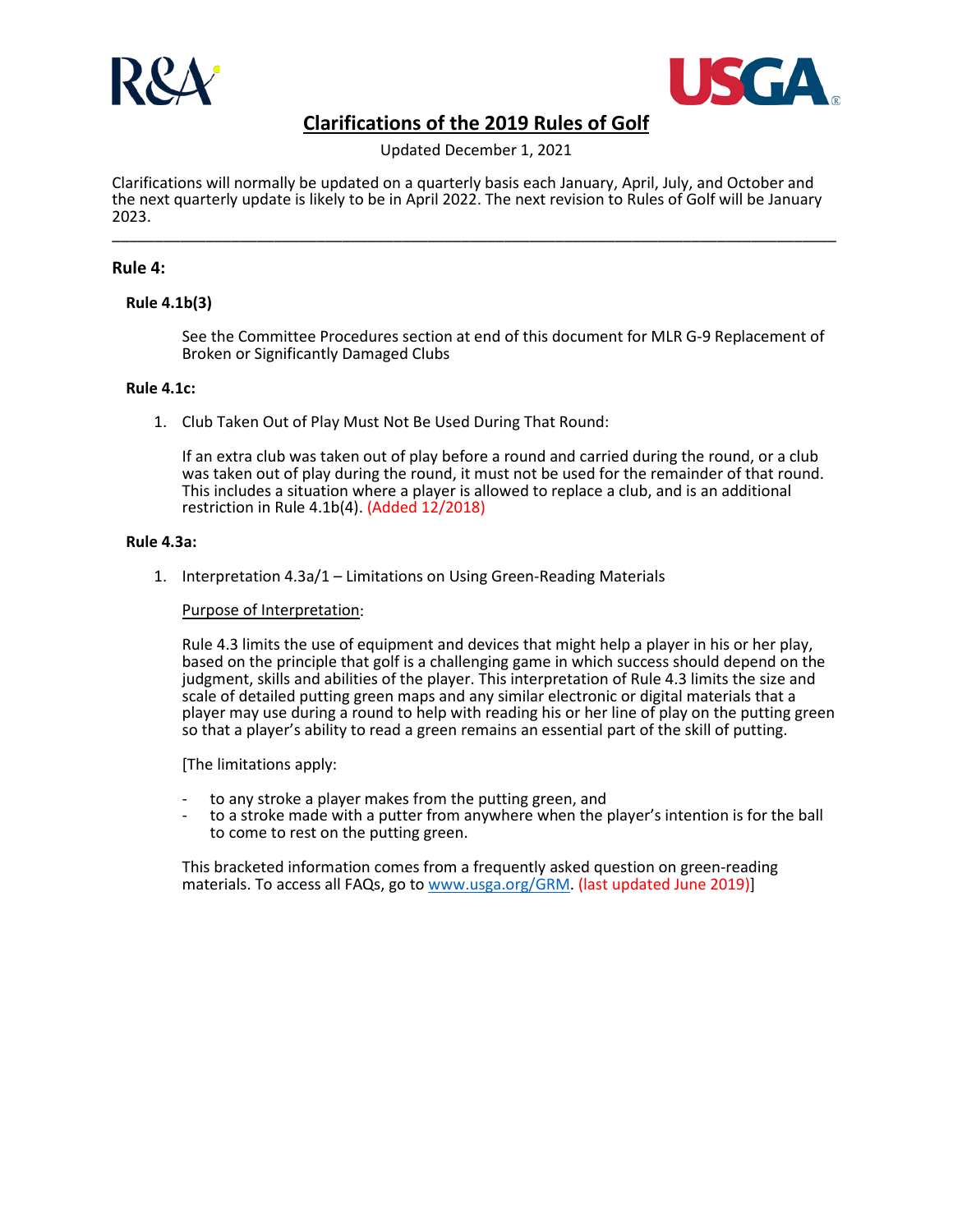# Clarifications of the 2019 Rules of Golf

Updated December 1, 2021

Clarifications will normally be updated on a quarterly basis each January, April, July, and October and the next quarterly update is likely to be in April 2022. The next revision to Rules of Golf will be January 2023.

---

## Rule 4:

### Rule 4.1b(3)

See the Committee Procedures section at end of this document for MLR G-9 Replacement of Broken or Significantly Damaged Clubs

### Rule 4.1c:

1. Club Taken Out of Play Must Not Be Used During That Round:

   If an extra club was taken out of play before a round and carried during the round, or a club was taken out of play during the round, it must not be used for the remainder of that round. This includes a situation where a player is allowed to replace a club, and is an additional restriction in Rule 4.1b(4). (Added 12/2018)

### Rule 4.3a:

1. Interpretation 4.3a/1 – Limitations on Using Green-Reading Materials

   Purpose of Interpretation:

   Rule 4.3 limits the use of equipment and devices that might help a player in his or her play, based on the principle that golf is a challenging game in which success should depend on the judgment, skills and abilities of the player. This interpretation of Rule 4.3 limits the size and scale of detailed putting green maps and any similar electronic or digital materials that a player may use during a round to help with reading his or her line of play on the putting green so that a player's ability to read a green remains an essential part of the skill of putting.

   [The limitations apply:

   - to any stroke a player makes from the putting green, and
   - to a stroke made with a putter from anywhere when the player's intention is for the ball to come to rest on the putting green.

   This bracketed information comes from a frequently asked question on green-reading materials. To access all FAQs, go to www.usga.org/GRM. (last updated June 2019)]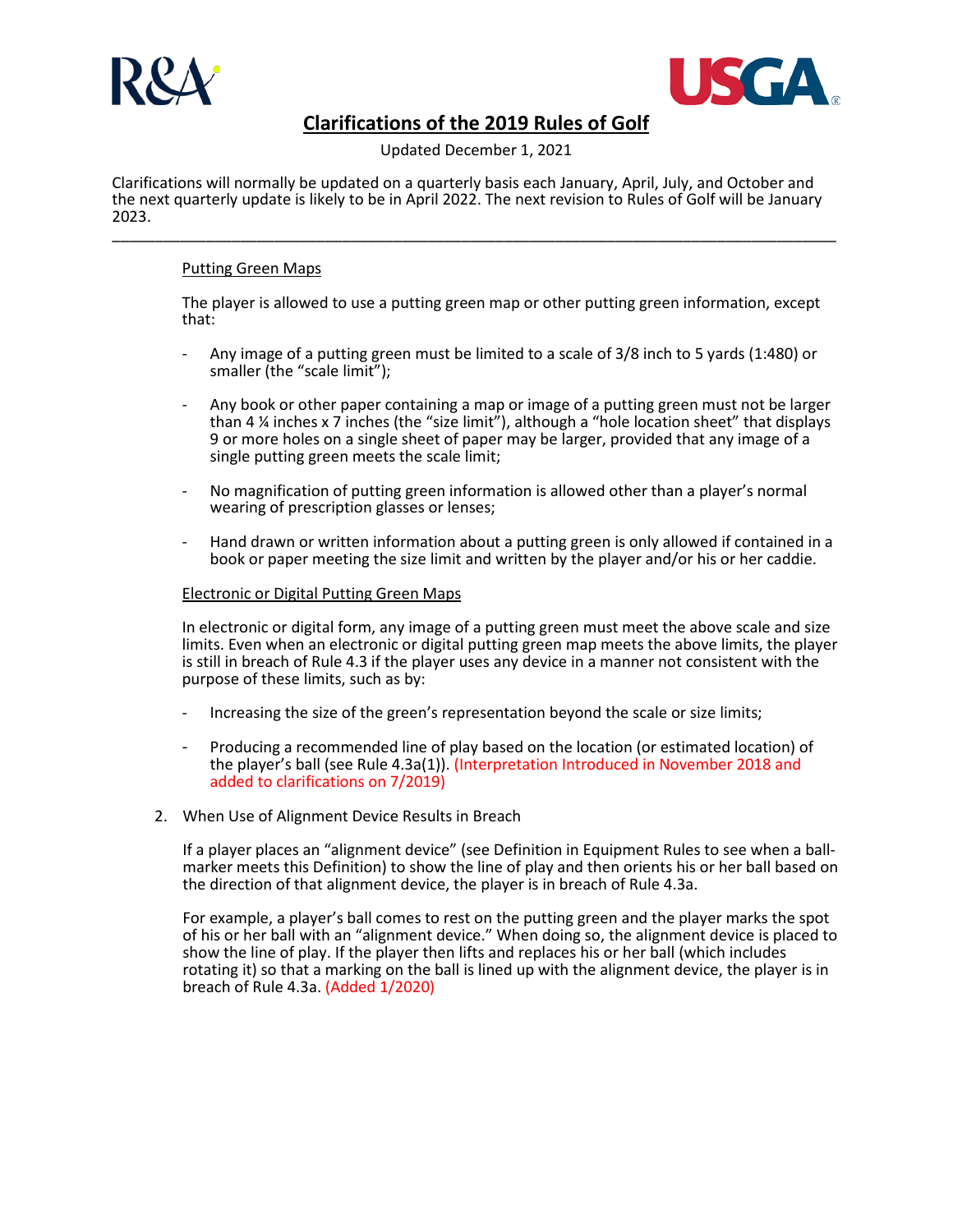# Clarifications of the 2019 Rules of Golf

Updated December 1, 2021

Clarifications will normally be updated on a quarterly basis each January, April, July, and October and the next quarterly update is likely to be in April 2022. The next revision to Rules of Golf will be January 2023.

---

Putting Green Maps

The player is allowed to use a putting green map or other putting green information, except that:

- Any image of a putting green must be limited to a scale of 3/8 inch to 5 yards (1:480) or smaller (the "scale limit");
- Any book or other paper containing a map or image of a putting green must not be larger than 4 ¼ inches x 7 inches (the "size limit"), although a "hole location sheet" that displays 9 or more holes on a single sheet of paper may be larger, provided that any image of a single putting green meets the scale limit;
- No magnification of putting green information is allowed other than a player's normal wearing of prescription glasses or lenses;
- Hand drawn or written information about a putting green is only allowed if contained in a book or paper meeting the size limit and written by the player and/or his or her caddie.

Electronic or Digital Putting Green Maps

In electronic or digital form, any image of a putting green must meet the above scale and size limits. Even when an electronic or digital putting green map meets the above limits, the player is still in breach of Rule 4.3 if the player uses any device in a manner not consistent with the purpose of these limits, such as by:

- Increasing the size of the green's representation beyond the scale or size limits;
- Producing a recommended line of play based on the location (or estimated location) of the player's ball (see Rule 4.3a(1)). (Interpretation Introduced in November 2018 and added to clarifications on 7/2019)

2. When Use of Alignment Device Results in Breach

   If a player places an "alignment device" (see Definition in Equipment Rules to see when a ball-marker meets this Definition) to show the line of play and then orients his or her ball based on the direction of that alignment device, the player is in breach of Rule 4.3a.

   For example, a player's ball comes to rest on the putting green and the player marks the spot of his or her ball with an "alignment device." When doing so, the alignment device is placed to show the line of play. If the player then lifts and replaces his or her ball (which includes rotating it) so that a marking on the ball is lined up with the alignment device, the player is in breach of Rule 4.3a. (Added 1/2020)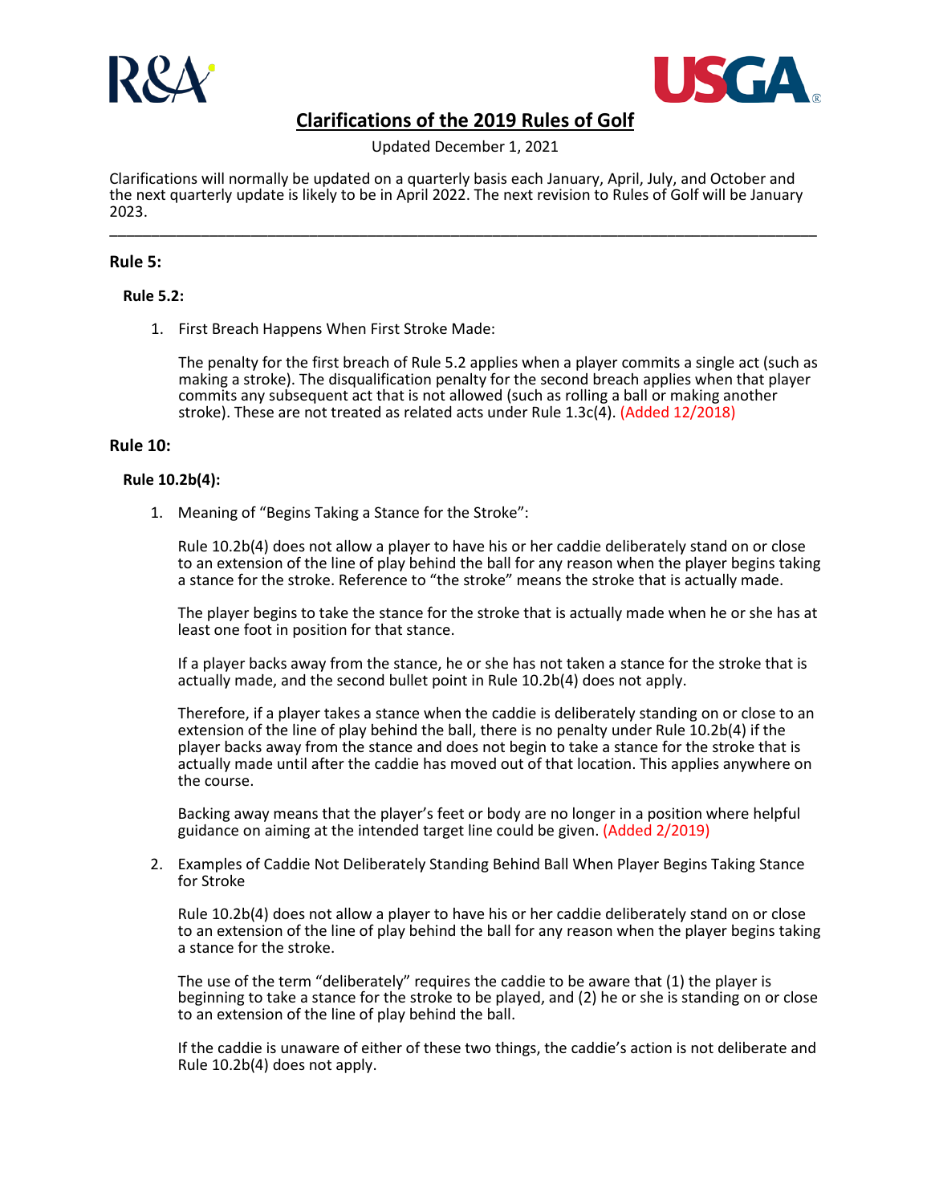# Clarifications of the 2019 Rules of Golf

Updated December 1, 2021

Clarifications will normally be updated on a quarterly basis each January, April, July, and October and the next quarterly update is likely to be in April 2022. The next revision to Rules of Golf will be January 2023.

---

## Rule 5:

### Rule 5.2:

1. First Breach Happens When First Stroke Made:

   The penalty for the first breach of Rule 5.2 applies when a player commits a single act (such as making a stroke). The disqualification penalty for the second breach applies when that player commits any subsequent act that is not allowed (such as rolling a ball or making another stroke). These are not treated as related acts under Rule 1.3c(4). (Added 12/2018)

## Rule 10:

### Rule 10.2b(4):

1. Meaning of "Begins Taking a Stance for the Stroke":

   Rule 10.2b(4) does not allow a player to have his or her caddie deliberately stand on or close to an extension of the line of play behind the ball for any reason when the player begins taking a stance for the stroke. Reference to "the stroke" means the stroke that is actually made.

   The player begins to take the stance for the stroke that is actually made when he or she has at least one foot in position for that stance.

   If a player backs away from the stance, he or she has not taken a stance for the stroke that is actually made, and the second bullet point in Rule 10.2b(4) does not apply.

   Therefore, if a player takes a stance when the caddie is deliberately standing on or close to an extension of the line of play behind the ball, there is no penalty under Rule 10.2b(4) if the player backs away from the stance and does not begin to take a stance for the stroke that is actually made until after the caddie has moved out of that location. This applies anywhere on the course.

   Backing away means that the player's feet or body are no longer in a position where helpful guidance on aiming at the intended target line could be given. (Added 2/2019)

2. Examples of Caddie Not Deliberately Standing Behind Ball When Player Begins Taking Stance for Stroke

   Rule 10.2b(4) does not allow a player to have his or her caddie deliberately stand on or close to an extension of the line of play behind the ball for any reason when the player begins taking a stance for the stroke.

   The use of the term "deliberately" requires the caddie to be aware that (1) the player is beginning to take a stance for the stroke to be played, and (2) he or she is standing on or close to an extension of the line of play behind the ball.

   If the caddie is unaware of either of these two things, the caddie's action is not deliberate and Rule 10.2b(4) does not apply.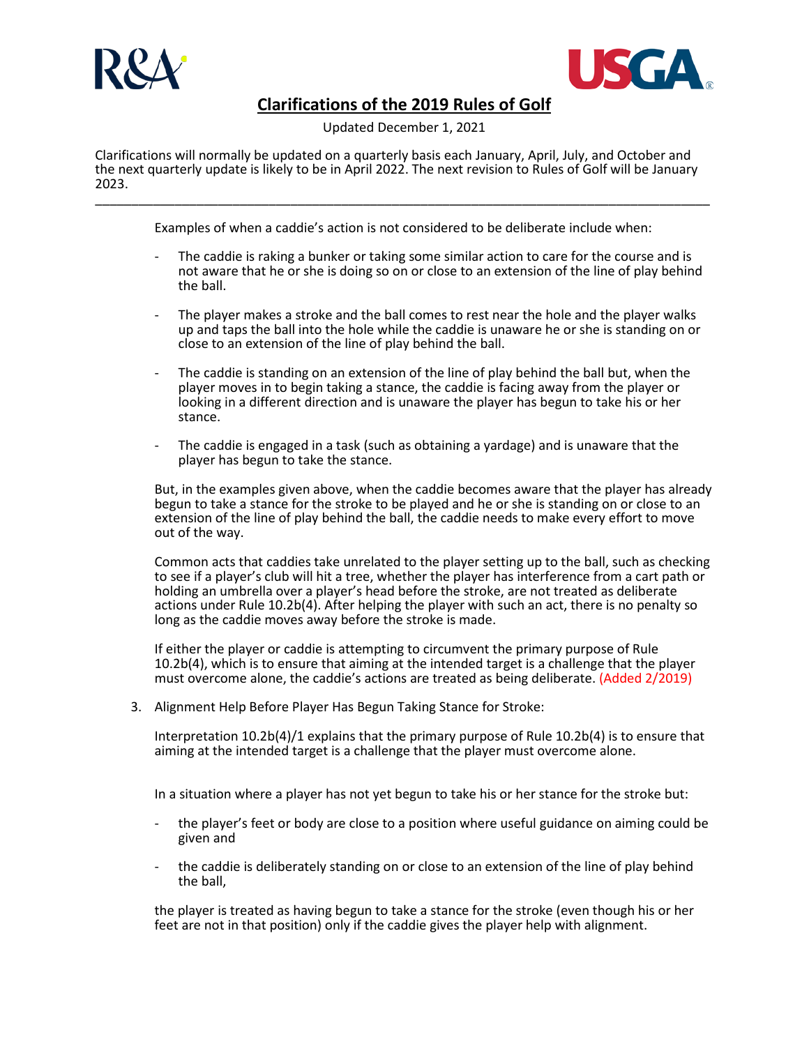Examples of when a caddie's action is not considered to be deliberate include when:

- The caddie is raking a bunker or taking some similar action to care for the course and is not aware that he or she is doing so on or close to an extension of the line of play behind the ball.

- The player makes a stroke and the ball comes to rest near the hole and the player walks up and taps the ball into the hole while the caddie is unaware he or she is standing on or close to an extension of the line of play behind the ball.

- The caddie is standing on an extension of the line of play behind the ball but, when the player moves in to begin taking a stance, the caddie is facing away from the player or looking in a different direction and is unaware the player has begun to take his or her stance.

- The caddie is engaged in a task (such as obtaining a yardage) and is unaware that the player has begun to take the stance.

But, in the examples given above, when the caddie becomes aware that the player has already begun to take a stance for the stroke to be played and he or she is standing on or close to an extension of the line of play behind the ball, the caddie needs to make every effort to move out of the way.

Common acts that caddies take unrelated to the player setting up to the ball, such as checking to see if a player's club will hit a tree, whether the player has interference from a cart path or holding an umbrella over a player's head before the stroke, are not treated as deliberate actions under Rule 10.2b(4). After helping the player with such an act, there is no penalty so long as the caddie moves away before the stroke is made.

If either the player or caddie is attempting to circumvent the primary purpose of Rule 10.2b(4), which is to ensure that aiming at the intended target is a challenge that the player must overcome alone, the caddie's actions are treated as being deliberate. (Added 2/2019)

3. Alignment Help Before Player Has Begun Taking Stance for Stroke:

   Interpretation 10.2b(4)/1 explains that the primary purpose of Rule 10.2b(4) is to ensure that aiming at the intended target is a challenge that the player must overcome alone.

   In a situation where a player has not yet begun to take his or her stance for the stroke but:

   - the player's feet or body are close to a position where useful guidance on aiming could be given and

   - the caddie is deliberately standing on or close to an extension of the line of play behind the ball,

   the player is treated as having begun to take a stance for the stroke (even though his or her feet are not in that position) only if the caddie gives the player help with alignment.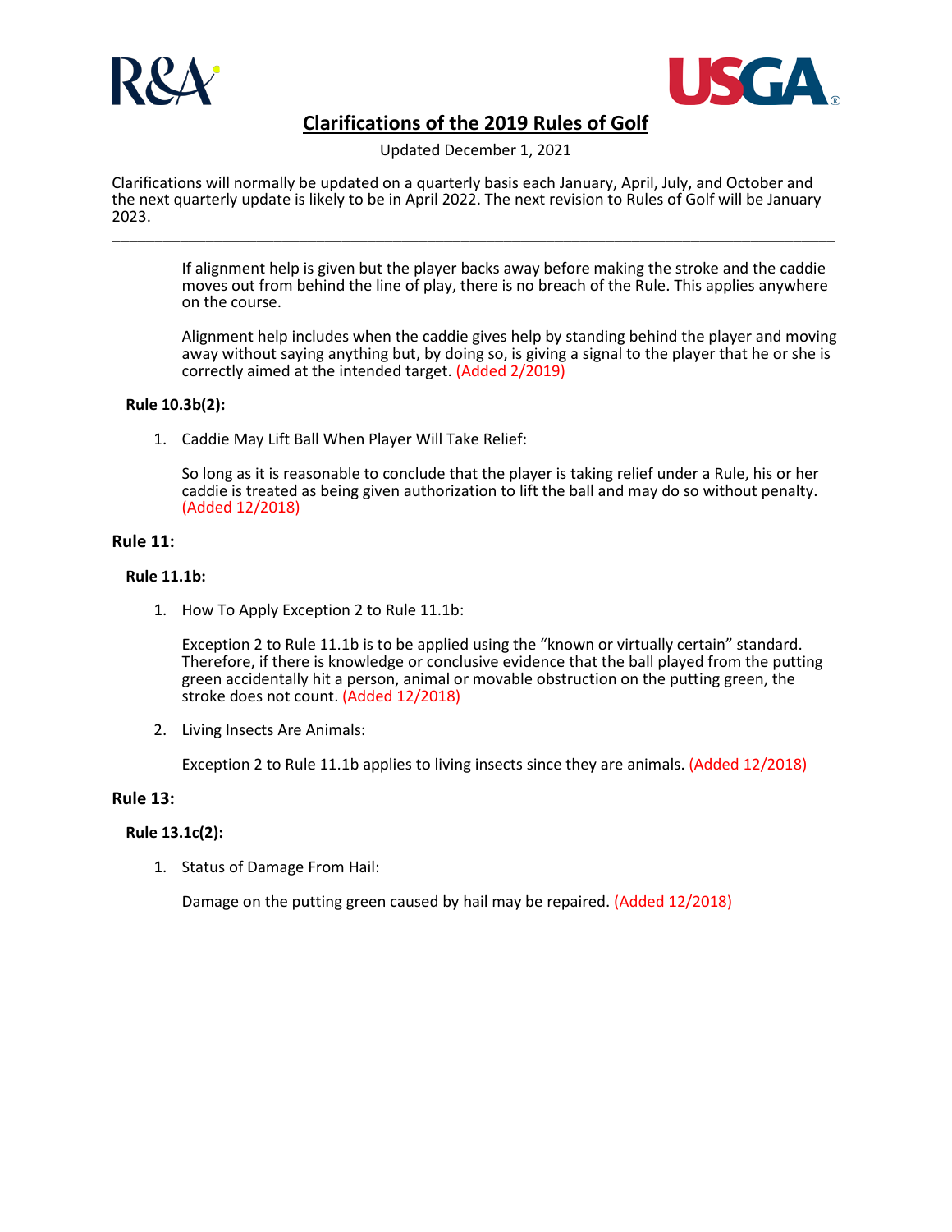If alignment help is given but the player backs away before making the stroke and the caddie moves out from behind the line of play, there is no breach of the Rule. This applies anywhere on the course.

Alignment help includes when the caddie gives help by standing behind the player and moving away without saying anything but, by doing so, is giving a signal to the player that he or she is correctly aimed at the intended target. (Added 2/2019)

### Rule 10.3b(2):

1. Caddie May Lift Ball When Player Will Take Relief:

   So long as it is reasonable to conclude that the player is taking relief under a Rule, his or her caddie is treated as being given authorization to lift the ball and may do so without penalty. (Added 12/2018)

## Rule 11:

### Rule 11.1b:

1. How To Apply Exception 2 to Rule 11.1b:

   Exception 2 to Rule 11.1b is to be applied using the "known or virtually certain" standard. Therefore, if there is knowledge or conclusive evidence that the ball played from the putting green accidentally hit a person, animal or movable obstruction on the putting green, the stroke does not count. (Added 12/2018)

2. Living Insects Are Animals:

   Exception 2 to Rule 11.1b applies to living insects since they are animals. (Added 12/2018)

## Rule 13:

### Rule 13.1c(2):

1. Status of Damage From Hail:

   Damage on the putting green caused by hail may be repaired. (Added 12/2018)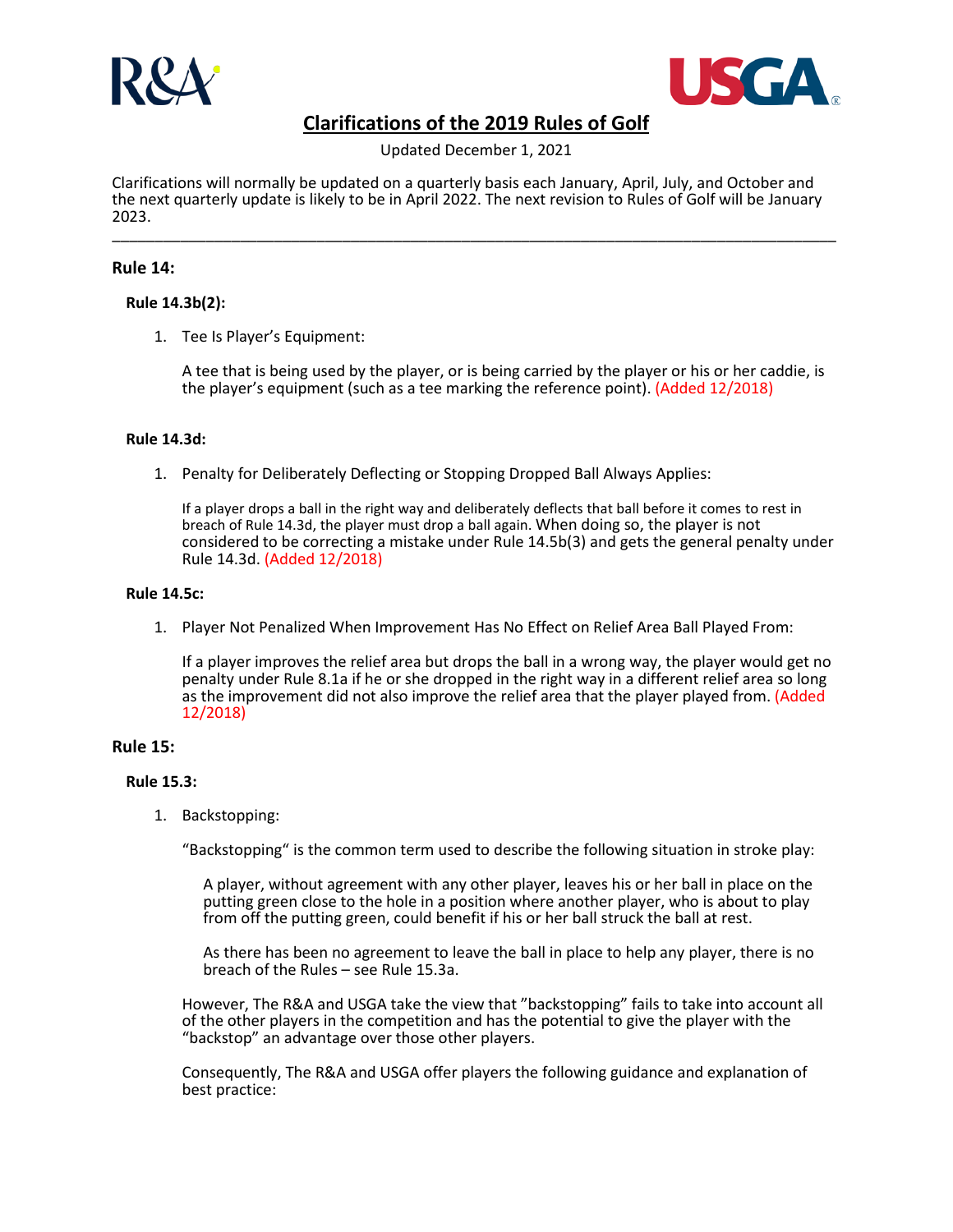# Clarifications of the 2019 Rules of Golf

Updated December 1, 2021

Clarifications will normally be updated on a quarterly basis each January, April, July, and October and the next quarterly update is likely to be in April 2022. The next revision to Rules of Golf will be January 2023.

---

## Rule 14:

### Rule 14.3b(2):

1. Tee Is Player's Equipment:

   A tee that is being used by the player, or is being carried by the player or his or her caddie, is the player's equipment (such as a tee marking the reference point). (Added 12/2018)

### Rule 14.3d:

1. Penalty for Deliberately Deflecting or Stopping Dropped Ball Always Applies:

   If a player drops a ball in the right way and deliberately deflects that ball before it comes to rest in breach of Rule 14.3d, the player must drop a ball again. When doing so, the player is not considered to be correcting a mistake under Rule 14.5b(3) and gets the general penalty under Rule 14.3d. (Added 12/2018)

### Rule 14.5c:

1. Player Not Penalized When Improvement Has No Effect on Relief Area Ball Played From:

   If a player improves the relief area but drops the ball in a wrong way, the player would get no penalty under Rule 8.1a if he or she dropped in the right way in a different relief area so long as the improvement did not also improve the relief area that the player played from. (Added 12/2018)

## Rule 15:

### Rule 15.3:

1. Backstopping:

   "Backstopping" is the common term used to describe the following situation in stroke play:

   > A player, without agreement with any other player, leaves his or her ball in place on the putting green close to the hole in a position where another player, who is about to play from off the putting green, could benefit if his or her ball struck the ball at rest.
   >
   > As there has been no agreement to leave the ball in place to help any player, there is no breach of the Rules – see Rule 15.3a.

   However, The R&A and USGA take the view that "backstopping" fails to take into account all of the other players in the competition and has the potential to give the player with the "backstop" an advantage over those other players.

   Consequently, The R&A and USGA offer players the following guidance and explanation of best practice: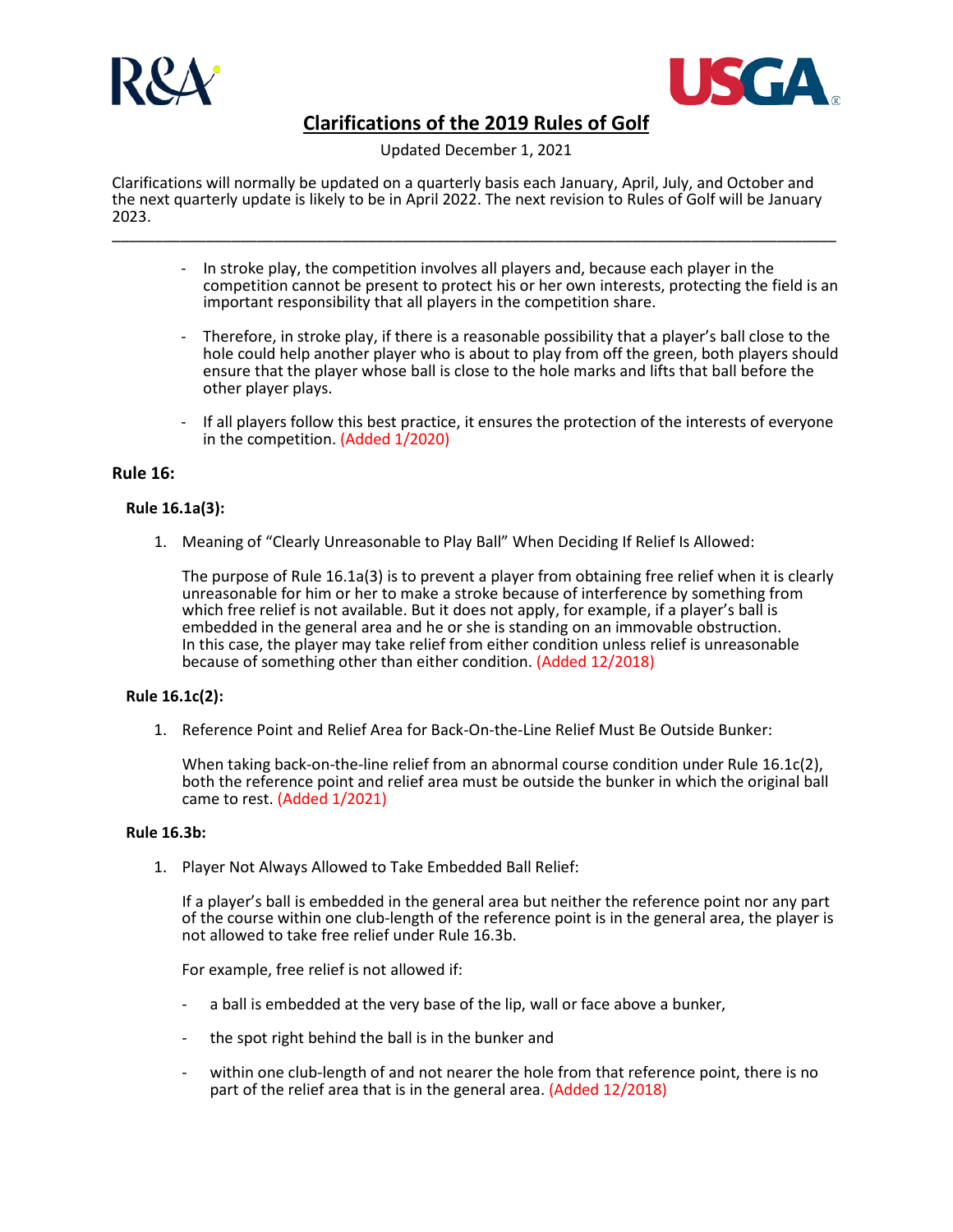- In stroke play, the competition involves all players and, because each player in the competition cannot be present to protect his or her own interests, protecting the field is an important responsibility that all players in the competition share.

- Therefore, in stroke play, if there is a reasonable possibility that a player's ball close to the hole could help another player who is about to play from off the green, both players should ensure that the player whose ball is close to the hole marks and lifts that ball before the other player plays.

- If all players follow this best practice, it ensures the protection of the interests of everyone in the competition. (Added 1/2020)

## Rule 16:

### Rule 16.1a(3):

1. Meaning of "Clearly Unreasonable to Play Ball" When Deciding If Relief Is Allowed:

   The purpose of Rule 16.1a(3) is to prevent a player from obtaining free relief when it is clearly unreasonable for him or her to make a stroke because of interference by something from which free relief is not available. But it does not apply, for example, if a player's ball is embedded in the general area and he or she is standing on an immovable obstruction. In this case, the player may take relief from either condition unless relief is unreasonable because of something other than either condition. (Added 12/2018)

### Rule 16.1c(2):

1. Reference Point and Relief Area for Back-On-the-Line Relief Must Be Outside Bunker:

   When taking back-on-the-line relief from an abnormal course condition under Rule 16.1c(2), both the reference point and relief area must be outside the bunker in which the original ball came to rest. (Added 1/2021)

### Rule 16.3b:

1. Player Not Always Allowed to Take Embedded Ball Relief:

   If a player's ball is embedded in the general area but neither the reference point nor any part of the course within one club-length of the reference point is in the general area, the player is not allowed to take free relief under Rule 16.3b.

   For example, free relief is not allowed if:

   - a ball is embedded at the very base of the lip, wall or face above a bunker,
   - the spot right behind the ball is in the bunker and
   - within one club-length of and not nearer the hole from that reference point, there is no part of the relief area that is in the general area. (Added 12/2018)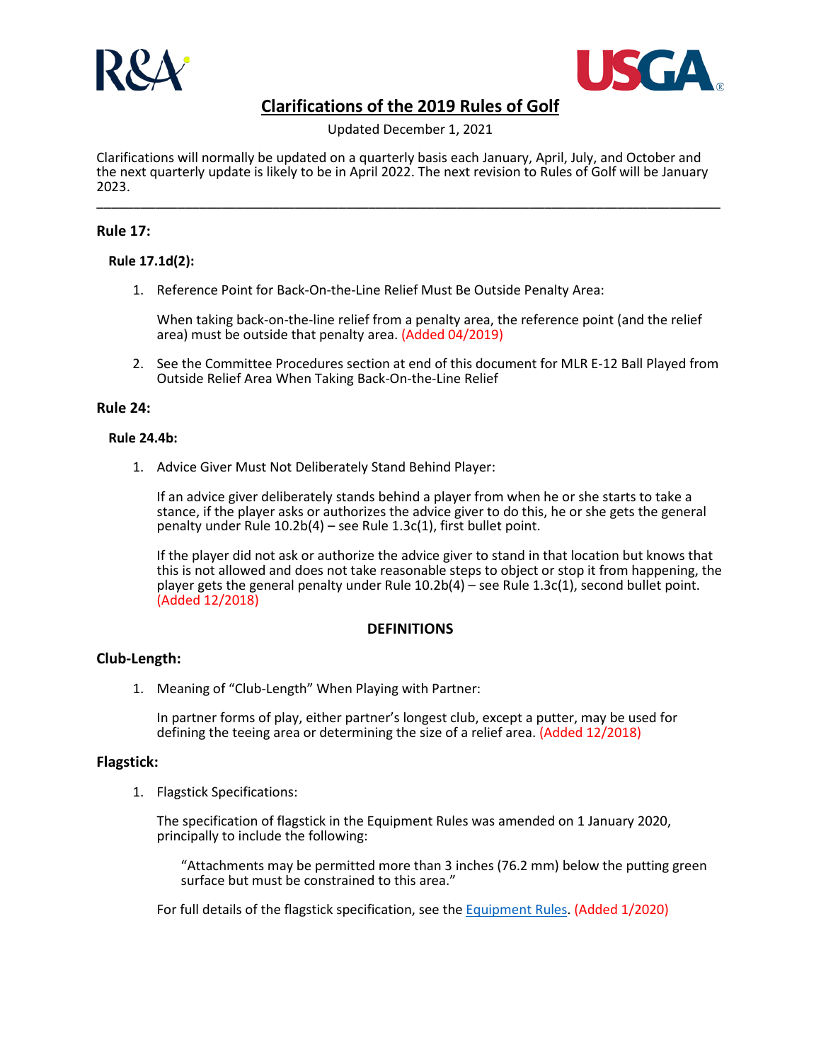# Clarifications of the 2019 Rules of Golf

Updated December 1, 2021

Clarifications will normally be updated on a quarterly basis each January, April, July, and October and the next quarterly update is likely to be in April 2022. The next revision to Rules of Golf will be January 2023.

---

## Rule 17:

### Rule 17.1d(2):

1. Reference Point for Back-On-the-Line Relief Must Be Outside Penalty Area:

   When taking back-on-the-line relief from a penalty area, the reference point (and the relief area) must be outside that penalty area. (Added 04/2019)

2. See the Committee Procedures section at end of this document for MLR E-12 Ball Played from Outside Relief Area When Taking Back-On-the-Line Relief

## Rule 24:

### Rule 24.4b:

1. Advice Giver Must Not Deliberately Stand Behind Player:

   If an advice giver deliberately stands behind a player from when he or she starts to take a stance, if the player asks or authorizes the advice giver to do this, he or she gets the general penalty under Rule 10.2b(4) – see Rule 1.3c(1), first bullet point.

   If the player did not ask or authorize the advice giver to stand in that location but knows that this is not allowed and does not take reasonable steps to object or stop it from happening, the player gets the general penalty under Rule 10.2b(4) – see Rule 1.3c(1), second bullet point. (Added 12/2018)

**DEFINITIONS**

## Club-Length:

1. Meaning of "Club-Length" When Playing with Partner:

   In partner forms of play, either partner's longest club, except a putter, may be used for defining the teeing area or determining the size of a relief area. (Added 12/2018)

## Flagstick:

1. Flagstick Specifications:

   The specification of flagstick in the Equipment Rules was amended on 1 January 2020, principally to include the following:

   > "Attachments may be permitted more than 3 inches (76.2 mm) below the putting green surface but must be constrained to this area."

   For full details of the flagstick specification, see the Equipment Rules. (Added 1/2020)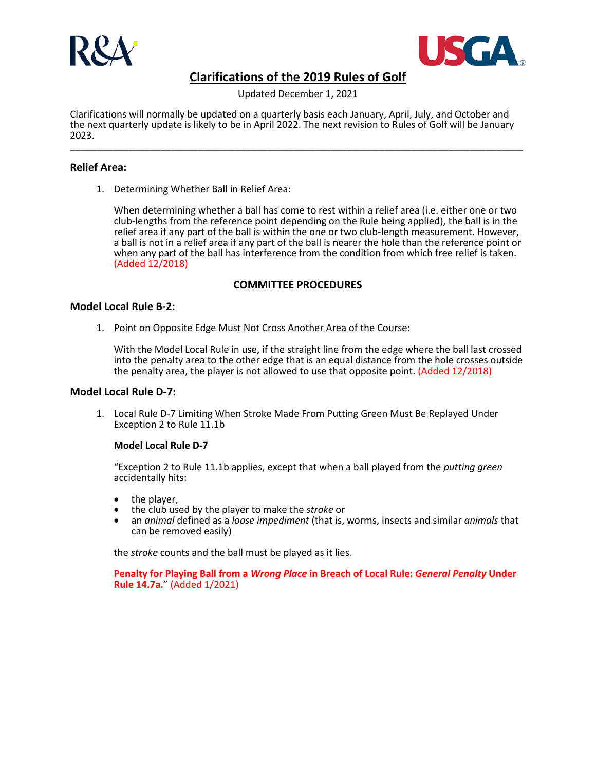# Clarifications of the 2019 Rules of Golf

Updated December 1, 2021

Clarifications will normally be updated on a quarterly basis each January, April, July, and October and the next quarterly update is likely to be in April 2022. The next revision to Rules of Golf will be January 2023.

---

### Relief Area:

1. Determining Whether Ball in Relief Area:

   When determining whether a ball has come to rest within a relief area (i.e. either one or two club-lengths from the reference point depending on the Rule being applied), the ball is in the relief area if any part of the ball is within the one or two club-length measurement. However, a ball is not in a relief area if any part of the ball is nearer the hole than the reference point or when any part of the ball has interference from the condition from which free relief is taken. (Added 12/2018)

## COMMITTEE PROCEDURES

### Model Local Rule B-2:

1. Point on Opposite Edge Must Not Cross Another Area of the Course:

   With the Model Local Rule in use, if the straight line from the edge where the ball last crossed into the penalty area to the other edge that is an equal distance from the hole crosses outside the penalty area, the player is not allowed to use that opposite point. (Added 12/2018)

### Model Local Rule D-7:

1. Local Rule D-7 Limiting When Stroke Made From Putting Green Must Be Replayed Under Exception 2 to Rule 11.1b

   **Model Local Rule D-7**

   "Exception 2 to Rule 11.1b applies, except that when a ball played from the *putting green* accidentally hits:

   - the player,
   - the club used by the player to make the *stroke* or
   - an *animal* defined as a *loose impediment* (that is, worms, insects and similar *animals* that can be removed easily)

   the *stroke* counts and the ball must be played as it lies.

   **Penalty for Playing Ball from a *Wrong Place* in Breach of Local Rule: *General Penalty* Under Rule 14.7a.**" (Added 1/2021)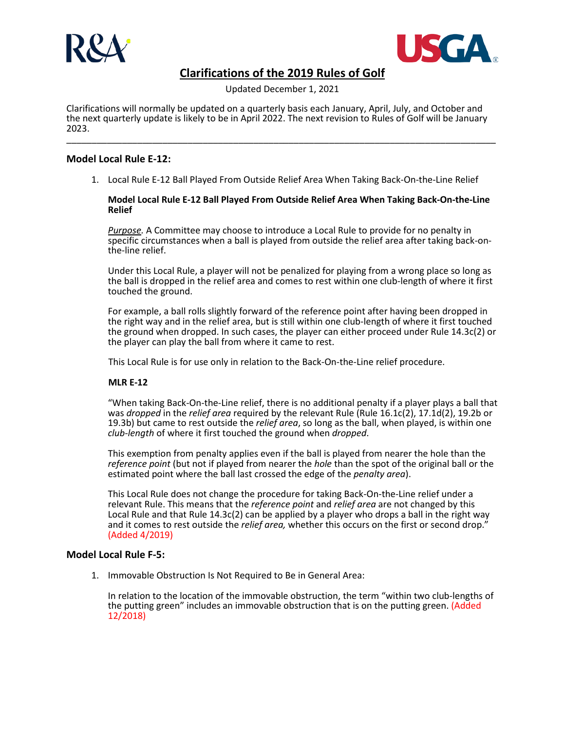# Clarifications of the 2019 Rules of Golf

Updated December 1, 2021

Clarifications will normally be updated on a quarterly basis each January, April, July, and October and the next quarterly update is likely to be in April 2022. The next revision to Rules of Golf will be January 2023.

---

## Model Local Rule E-12:

1. Local Rule E-12 Ball Played From Outside Relief Area When Taking Back-On-the-Line Relief

   **Model Local Rule E-12 Ball Played From Outside Relief Area When Taking Back-On-the-Line Relief**

   *Purpose*. A Committee may choose to introduce a Local Rule to provide for no penalty in specific circumstances when a ball is played from outside the relief area after taking back-on-the-line relief.

   Under this Local Rule, a player will not be penalized for playing from a wrong place so long as the ball is dropped in the relief area and comes to rest within one club-length of where it first touched the ground.

   For example, a ball rolls slightly forward of the reference point after having been dropped in the right way and in the relief area, but is still within one club-length of where it first touched the ground when dropped. In such cases, the player can either proceed under Rule 14.3c(2) or the player can play the ball from where it came to rest.

   This Local Rule is for use only in relation to the Back-On-the-Line relief procedure.

   **MLR E-12**

   "When taking Back-On-the-Line relief, there is no additional penalty if a player plays a ball that was *dropped* in the *relief area* required by the relevant Rule (Rule 16.1c(2), 17.1d(2), 19.2b or 19.3b) but came to rest outside the *relief area*, so long as the ball, when played, is within one *club-length* of where it first touched the ground when *dropped*.

   This exemption from penalty applies even if the ball is played from nearer the hole than the *reference point* (but not if played from nearer the *hole* than the spot of the original ball or the estimated point where the ball last crossed the edge of the *penalty area*).

   This Local Rule does not change the procedure for taking Back-On-the-Line relief under a relevant Rule. This means that the *reference point* and *relief area* are not changed by this Local Rule and that Rule 14.3c(2) can be applied by a player who drops a ball in the right way and it comes to rest outside the *relief area,* whether this occurs on the first or second drop." (Added 4/2019)

## Model Local Rule F-5:

1. Immovable Obstruction Is Not Required to Be in General Area:

   In relation to the location of the immovable obstruction, the term "within two club-lengths of the putting green" includes an immovable obstruction that is on the putting green. (Added 12/2018)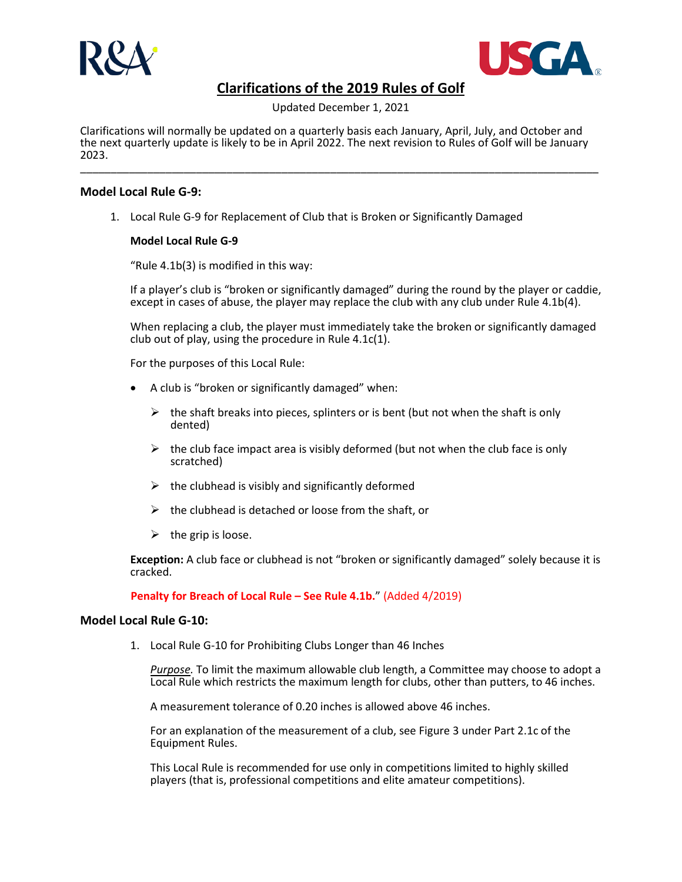# Clarifications of the 2019 Rules of Golf

Updated December 1, 2021

Clarifications will normally be updated on a quarterly basis each January, April, July, and October and the next quarterly update is likely to be in April 2022. The next revision to Rules of Golf will be January 2023.

---

## Model Local Rule G-9:

1. Local Rule G-9 for Replacement of Club that is Broken or Significantly Damaged

   **Model Local Rule G-9**

   "Rule 4.1b(3) is modified in this way:

   If a player's club is "broken or significantly damaged" during the round by the player or caddie, except in cases of abuse, the player may replace the club with any club under Rule 4.1b(4).

   When replacing a club, the player must immediately take the broken or significantly damaged club out of play, using the procedure in Rule 4.1c(1).

   For the purposes of this Local Rule:

   - A club is "broken or significantly damaged" when:
     - the shaft breaks into pieces, splinters or is bent (but not when the shaft is only dented)
     - the club face impact area is visibly deformed (but not when the club face is only scratched)
     - the clubhead is visibly and significantly deformed
     - the clubhead is detached or loose from the shaft, or
     - the grip is loose.

   **Exception:** A club face or clubhead is not "broken or significantly damaged" solely because it is cracked.

   **Penalty for Breach of Local Rule – See Rule 4.1b.**" (Added 4/2019)

## Model Local Rule G-10:

1. Local Rule G-10 for Prohibiting Clubs Longer than 46 Inches

   *Purpose.* To limit the maximum allowable club length, a Committee may choose to adopt a Local Rule which restricts the maximum length for clubs, other than putters, to 46 inches.

   A measurement tolerance of 0.20 inches is allowed above 46 inches.

   For an explanation of the measurement of a club, see Figure 3 under Part 2.1c of the Equipment Rules.

   This Local Rule is recommended for use only in competitions limited to highly skilled players (that is, professional competitions and elite amateur competitions).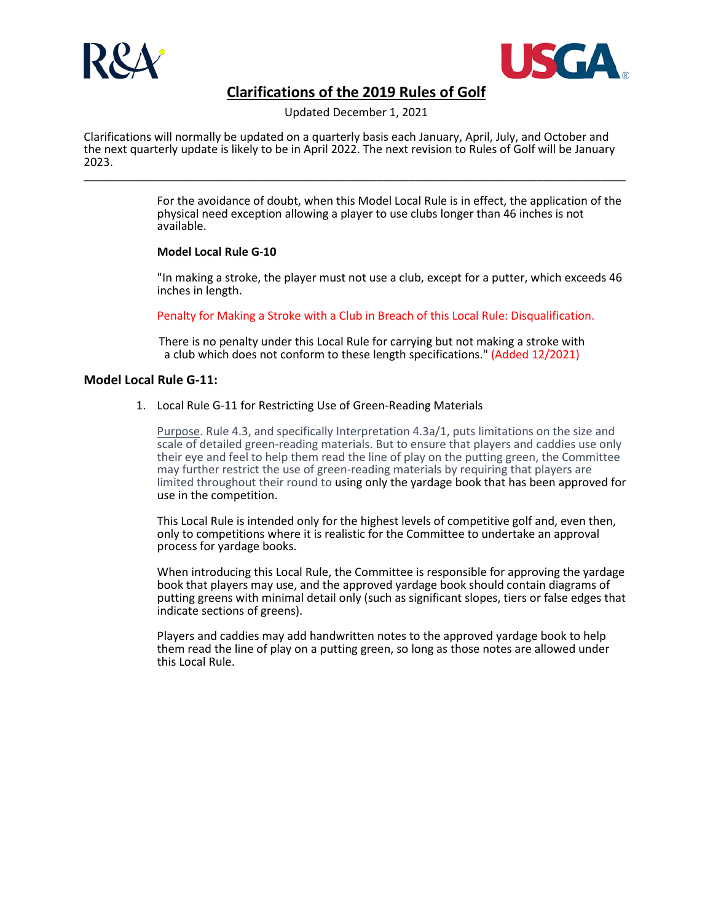For the avoidance of doubt, when this Model Local Rule is in effect, the application of the physical need exception allowing a player to use clubs longer than 46 inches is not available.

**Model Local Rule G-10**

"In making a stroke, the player must not use a club, except for a putter, which exceeds 46 inches in length.

Penalty for Making a Stroke with a Club in Breach of this Local Rule: Disqualification.

There is no penalty under this Local Rule for carrying but not making a stroke with a club which does not conform to these length specifications." (Added 12/2021)

### Model Local Rule G-11:

1. Local Rule G-11 for Restricting Use of Green-Reading Materials

   Purpose. Rule 4.3, and specifically Interpretation 4.3a/1, puts limitations on the size and scale of detailed green-reading materials. But to ensure that players and caddies use only their eye and feel to help them read the line of play on the putting green, the Committee may further restrict the use of green-reading materials by requiring that players are limited throughout their round to using only the yardage book that has been approved for use in the competition.

   This Local Rule is intended only for the highest levels of competitive golf and, even then, only to competitions where it is realistic for the Committee to undertake an approval process for yardage books.

   When introducing this Local Rule, the Committee is responsible for approving the yardage book that players may use, and the approved yardage book should contain diagrams of putting greens with minimal detail only (such as significant slopes, tiers or false edges that indicate sections of greens).

   Players and caddies may add handwritten notes to the approved yardage book to help them read the line of play on a putting green, so long as those notes are allowed under this Local Rule.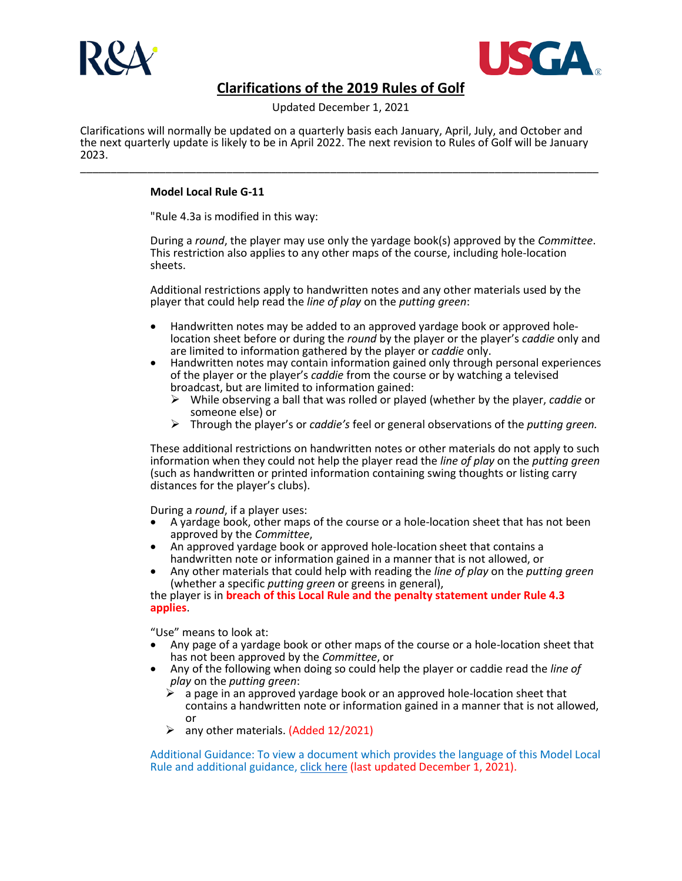# Clarifications of the 2019 Rules of Golf

Updated December 1, 2021

Clarifications will normally be updated on a quarterly basis each January, April, July, and October and the next quarterly update is likely to be in April 2022. The next revision to Rules of Golf will be January 2023.

---

**Model Local Rule G-11**

"Rule 4.3a is modified in this way:

During a *round*, the player may use only the yardage book(s) approved by the *Committee*. This restriction also applies to any other maps of the course, including hole-location sheets.

Additional restrictions apply to handwritten notes and any other materials used by the player that could help read the *line of play* on the *putting green*:

- Handwritten notes may be added to an approved yardage book or approved hole-location sheet before or during the *round* by the player or the player's *caddie* only and are limited to information gathered by the player or *caddie* only.
- Handwritten notes may contain information gained only through personal experiences of the player or the player's *caddie* from the course or by watching a televised broadcast, but are limited to information gained:
  - While observing a ball that was rolled or played (whether by the player, *caddie* or someone else) or
  - Through the player's or *caddie's* feel or general observations of the *putting green.*

These additional restrictions on handwritten notes or other materials do not apply to such information when they could not help the player read the *line of play* on the *putting green* (such as handwritten or printed information containing swing thoughts or listing carry distances for the player's clubs).

During a *round*, if a player uses:

- A yardage book, other maps of the course or a hole-location sheet that has not been approved by the *Committee*,
- An approved yardage book or approved hole-location sheet that contains a handwritten note or information gained in a manner that is not allowed, or
- Any other materials that could help with reading the *line of play* on the *putting green* (whether a specific *putting green* or greens in general),

the player is in **breach of this Local Rule and the penalty statement under Rule 4.3 applies**.

"Use" means to look at:

- Any page of a yardage book or other maps of the course or a hole-location sheet that has not been approved by the *Committee*, or
- Any of the following when doing so could help the player or caddie read the *line of play* on the *putting green*:
  - a page in an approved yardage book or an approved hole-location sheet that contains a handwritten note or information gained in a manner that is not allowed, or
  - any other materials. (Added 12/2021)

Additional Guidance: To view a document which provides the language of this Model Local Rule and additional guidance, click here (last updated December 1, 2021).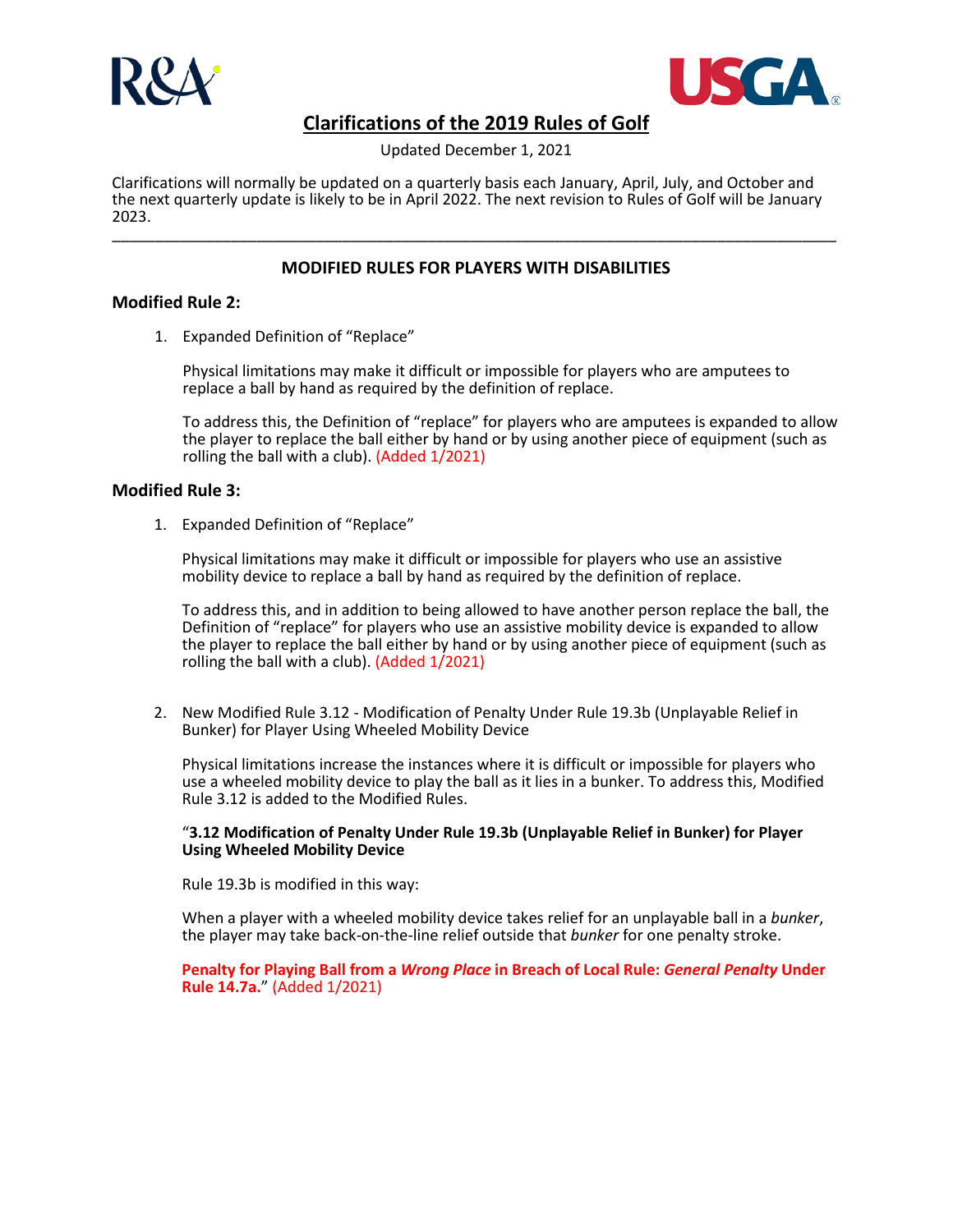# Clarifications of the 2019 Rules of Golf

Updated December 1, 2021

Clarifications will normally be updated on a quarterly basis each January, April, July, and October and the next quarterly update is likely to be in April 2022. The next revision to Rules of Golf will be January 2023.

---

## MODIFIED RULES FOR PLAYERS WITH DISABILITIES

### Modified Rule 2:

1. Expanded Definition of "Replace"

   Physical limitations may make it difficult or impossible for players who are amputees to replace a ball by hand as required by the definition of replace.

   To address this, the Definition of "replace" for players who are amputees is expanded to allow the player to replace the ball either by hand or by using another piece of equipment (such as rolling the ball with a club). (Added 1/2021)

### Modified Rule 3:

1. Expanded Definition of "Replace"

   Physical limitations may make it difficult or impossible for players who use an assistive mobility device to replace a ball by hand as required by the definition of replace.

   To address this, and in addition to being allowed to have another person replace the ball, the Definition of "replace" for players who use an assistive mobility device is expanded to allow the player to replace the ball either by hand or by using another piece of equipment (such as rolling the ball with a club). (Added 1/2021)

2. New Modified Rule 3.12 - Modification of Penalty Under Rule 19.3b (Unplayable Relief in Bunker) for Player Using Wheeled Mobility Device

   Physical limitations increase the instances where it is difficult or impossible for players who use a wheeled mobility device to play the ball as it lies in a bunker. To address this, Modified Rule 3.12 is added to the Modified Rules.

   "**3.12 Modification of Penalty Under Rule 19.3b (Unplayable Relief in Bunker) for Player Using Wheeled Mobility Device**

   Rule 19.3b is modified in this way:

   When a player with a wheeled mobility device takes relief for an unplayable ball in a *bunker*, the player may take back-on-the-line relief outside that *bunker* for one penalty stroke.

   **Penalty for Playing Ball from a *Wrong Place* in Breach of Local Rule: *General Penalty* Under Rule 14.7a.**" (Added 1/2021)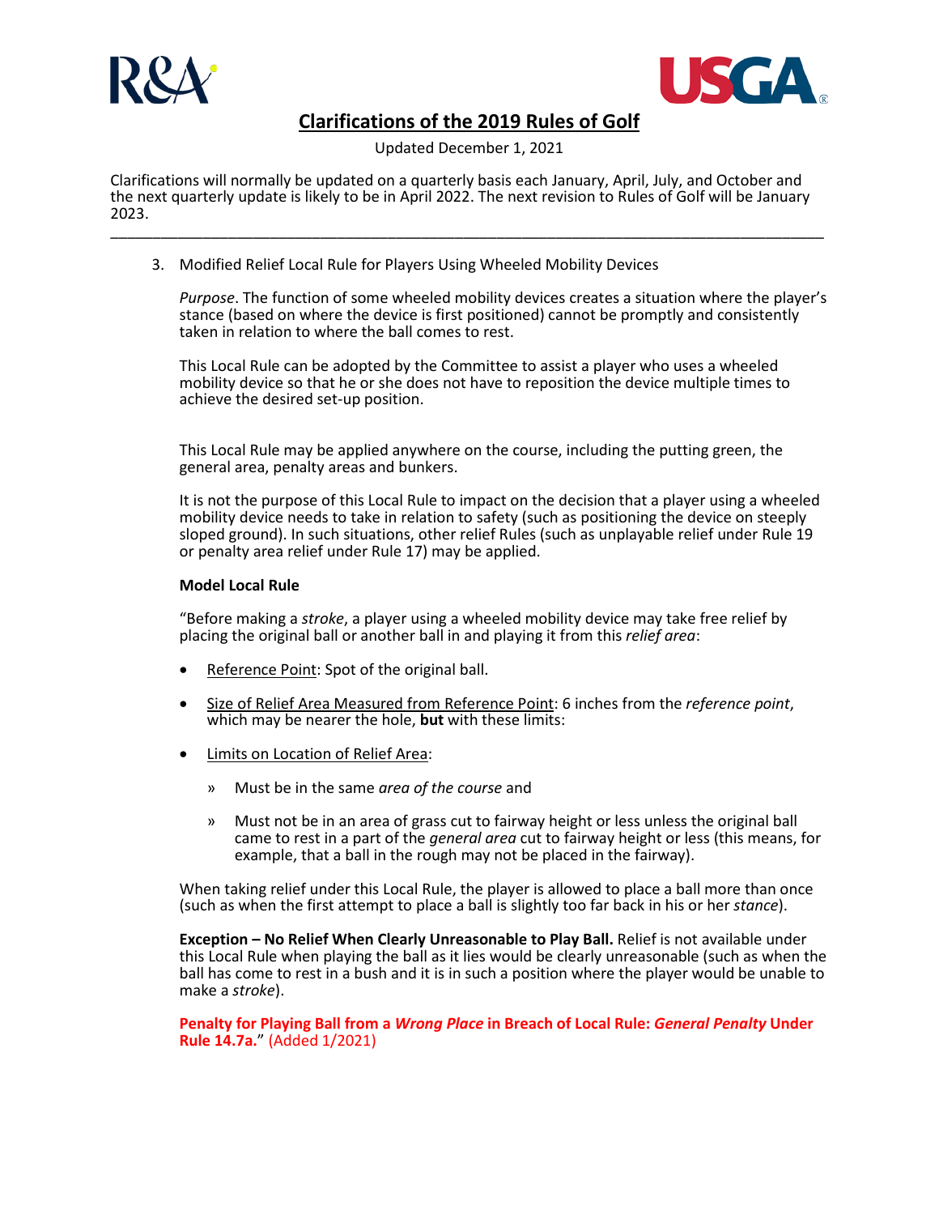# Clarifications of the 2019 Rules of Golf

Updated December 1, 2021

Clarifications will normally be updated on a quarterly basis each January, April, July, and October and the next quarterly update is likely to be in April 2022. The next revision to Rules of Golf will be January 2023.

---

3. Modified Relief Local Rule for Players Using Wheeled Mobility Devices

   *Purpose*. The function of some wheeled mobility devices creates a situation where the player's stance (based on where the device is first positioned) cannot be promptly and consistently taken in relation to where the ball comes to rest.

   This Local Rule can be adopted by the Committee to assist a player who uses a wheeled mobility device so that he or she does not have to reposition the device multiple times to achieve the desired set-up position.

   This Local Rule may be applied anywhere on the course, including the putting green, the general area, penalty areas and bunkers.

   It is not the purpose of this Local Rule to impact on the decision that a player using a wheeled mobility device needs to take in relation to safety (such as positioning the device on steeply sloped ground). In such situations, other relief Rules (such as unplayable relief under Rule 19 or penalty area relief under Rule 17) may be applied.

   **Model Local Rule**

   "Before making a *stroke*, a player using a wheeled mobility device may take free relief by placing the original ball or another ball in and playing it from this *relief area*:

   - Reference Point: Spot of the original ball.
   - Size of Relief Area Measured from Reference Point: 6 inches from the *reference point*, which may be nearer the hole, **but** with these limits:
   - Limits on Location of Relief Area:
     - » Must be in the same *area of the course* and
     - » Must not be in an area of grass cut to fairway height or less unless the original ball came to rest in a part of the *general area* cut to fairway height or less (this means, for example, that a ball in the rough may not be placed in the fairway).

   When taking relief under this Local Rule, the player is allowed to place a ball more than once (such as when the first attempt to place a ball is slightly too far back in his or her *stance*).

   **Exception – No Relief When Clearly Unreasonable to Play Ball.** Relief is not available under this Local Rule when playing the ball as it lies would be clearly unreasonable (such as when the ball has come to rest in a bush and it is in such a position where the player would be unable to make a *stroke*).

   **Penalty for Playing Ball from a *Wrong Place* in Breach of Local Rule: *General Penalty* Under Rule 14.7a.**" (Added 1/2021)